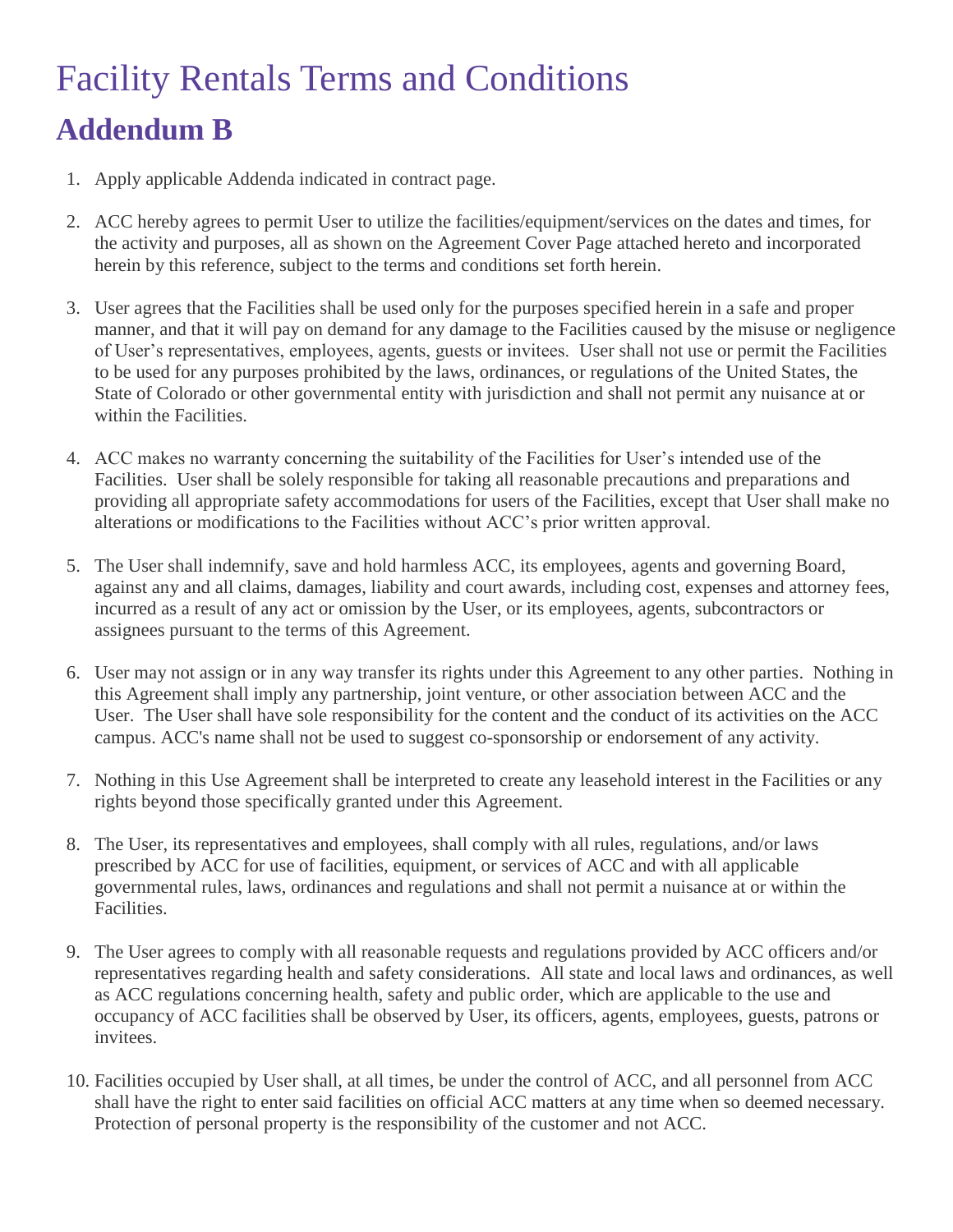# Facility Rentals Terms and Conditions

## Addendum B

1. Apply applicable Addenda indicated in contract page.

2. ACC hereby agrees to permit User to utilize the facilities/equipment/services on the dates and times, for the activity and purposes, all as shown on the Agreement Cover Page attached hereto and incorporated herein by this reference, subject to the terms and conditions set forth herein.

3. User agrees that the Facilities shall be used only for the purposes specified herein in a safe and proper manner, and that it will pay on demand for any damage to the Facilities caused by the misuse or negligence of User's representatives, employees, agents, guests or invitees. User shall not use or permit the Facilities to be used for any purposes prohibited by the laws, ordinances, or regulations of the United States, the State of Colorado or other governmental entity with jurisdiction and shall not permit any nuisance at or within the Facilities.

4. ACC makes no warranty concerning the suitability of the Facilities for User's intended use of the Facilities. User shall be solely responsible for taking all reasonable precautions and preparations and providing all appropriate safety accommodations for users of the Facilities, except that User shall make no alterations or modifications to the Facilities without ACC's prior written approval.

5. The User shall indemnify, save and hold harmless ACC, its employees, agents and governing Board, against any and all claims, damages, liability and court awards, including cost, expenses and attorney fees, incurred as a result of any act or omission by the User, or its employees, agents, subcontractors or assignees pursuant to the terms of this Agreement.

6. User may not assign or in any way transfer its rights under this Agreement to any other parties. Nothing in this Agreement shall imply any partnership, joint venture, or other association between ACC and the User. The User shall have sole responsibility for the content and the conduct of its activities on the ACC campus. ACC's name shall not be used to suggest co-sponsorship or endorsement of any activity.

7. Nothing in this Use Agreement shall be interpreted to create any leasehold interest in the Facilities or any rights beyond those specifically granted under this Agreement.

8. The User, its representatives and employees, shall comply with all rules, regulations, and/or laws prescribed by ACC for use of facilities, equipment, or services of ACC and with all applicable governmental rules, laws, ordinances and regulations and shall not permit a nuisance at or within the Facilities.

9. The User agrees to comply with all reasonable requests and regulations provided by ACC officers and/or representatives regarding health and safety considerations. All state and local laws and ordinances, as well as ACC regulations concerning health, safety and public order, which are applicable to the use and occupancy of ACC facilities shall be observed by User, its officers, agents, employees, guests, patrons or invitees.

10. Facilities occupied by User shall, at all times, be under the control of ACC, and all personnel from ACC shall have the right to enter said facilities on official ACC matters at any time when so deemed necessary. Protection of personal property is the responsibility of the customer and not ACC.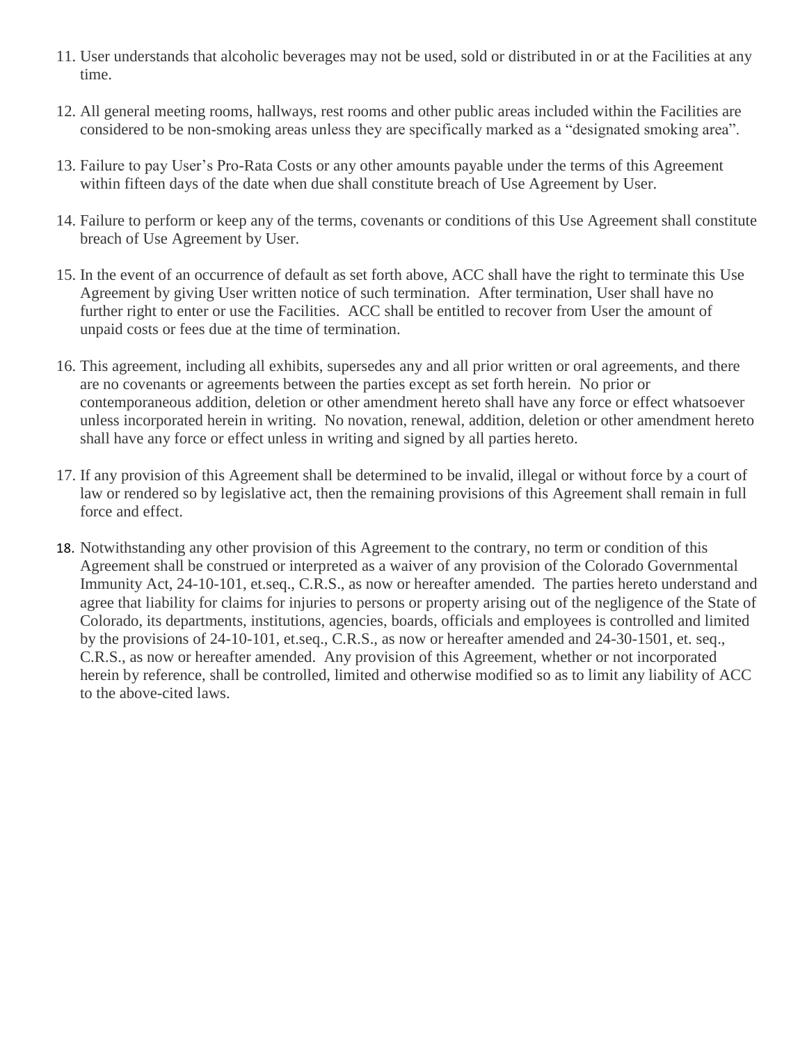11. User understands that alcoholic beverages may not be used, sold or distributed in or at the Facilities at any time.

12. All general meeting rooms, hallways, rest rooms and other public areas included within the Facilities are considered to be non-smoking areas unless they are specifically marked as a "designated smoking area".

13. Failure to pay User's Pro-Rata Costs or any other amounts payable under the terms of this Agreement within fifteen days of the date when due shall constitute breach of Use Agreement by User.

14. Failure to perform or keep any of the terms, covenants or conditions of this Use Agreement shall constitute breach of Use Agreement by User.

15. In the event of an occurrence of default as set forth above, ACC shall have the right to terminate this Use Agreement by giving User written notice of such termination. After termination, User shall have no further right to enter or use the Facilities. ACC shall be entitled to recover from User the amount of unpaid costs or fees due at the time of termination.

16. This agreement, including all exhibits, supersedes any and all prior written or oral agreements, and there are no covenants or agreements between the parties except as set forth herein. No prior or contemporaneous addition, deletion or other amendment hereto shall have any force or effect whatsoever unless incorporated herein in writing. No novation, renewal, addition, deletion or other amendment hereto shall have any force or effect unless in writing and signed by all parties hereto.

17. If any provision of this Agreement shall be determined to be invalid, illegal or without force by a court of law or rendered so by legislative act, then the remaining provisions of this Agreement shall remain in full force and effect.

18. Notwithstanding any other provision of this Agreement to the contrary, no term or condition of this Agreement shall be construed or interpreted as a waiver of any provision of the Colorado Governmental Immunity Act, 24-10-101, et.seq., C.R.S., as now or hereafter amended. The parties hereto understand and agree that liability for claims for injuries to persons or property arising out of the negligence of the State of Colorado, its departments, institutions, agencies, boards, officials and employees is controlled and limited by the provisions of 24-10-101, et.seq., C.R.S., as now or hereafter amended and 24-30-1501, et. seq., C.R.S., as now or hereafter amended. Any provision of this Agreement, whether or not incorporated herein by reference, shall be controlled, limited and otherwise modified so as to limit any liability of ACC to the above-cited laws.